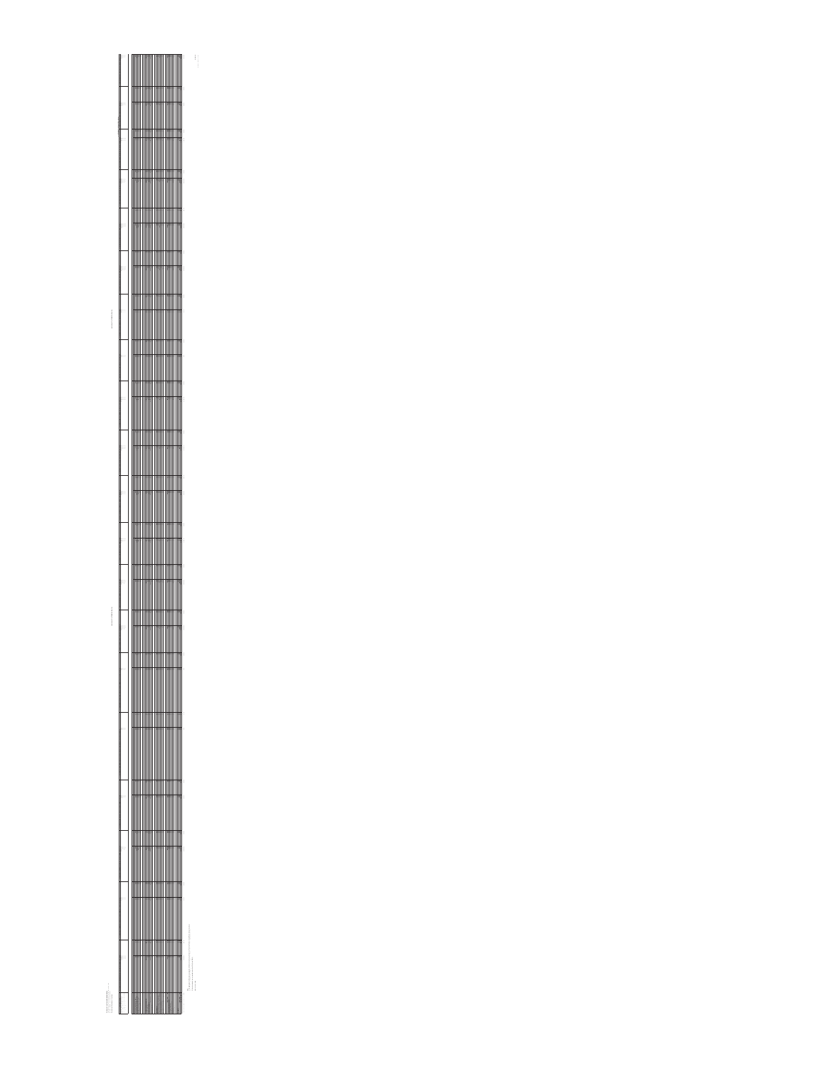

 $\frac{1}{2}$ 

**Fund Carried Forward (as per LB2) 15,977.58 100.00 22.79 100.00 21,759.25 100.00 103.23 100.00 0.00 0.00 0.55 100.00 33,580.89 100.00 19,062.54 100.00 4,548.04 100.00 6,816.11 100.00 21,137.51 100.00 16,575.28 100.00 7.60 100.00 71.12 100.00 65,678.42 100.00 37,026.87 100.00 37,143.42 100.00 1,439.07 100.00 828.24 100.00 1,560.57**